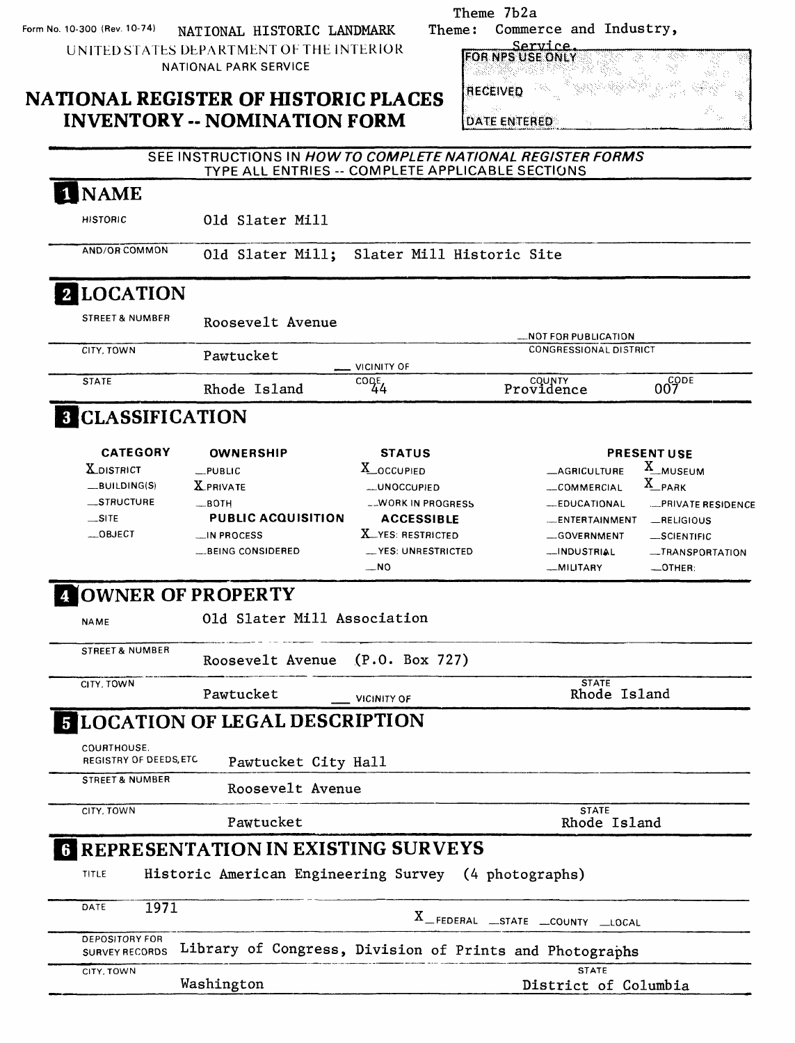Form No. 10-300 (Rev. 10-74) NATIONAL HISTORIC LANDMARK

UNITED STATES DEPARTMENT OF THE INTERIOR
NATIONAL PARK SERVICE

Theme 7b2a
Theme: Commerce and Industry, Service.

FOR NPS USE ONLY

RECEIVED

DATE ENTERED

# NATIONAL REGISTER OF HISTORIC PLACES INVENTORY -- NOMINATION FORM

SEE INSTRUCTIONS IN *HOW TO COMPLETE NATIONAL REGISTER FORMS*
TYPE ALL ENTRIES -- COMPLETE APPLICABLE SECTIONS

## 1 NAME

HISTORIC: Old Slater Mill

AND/OR COMMON: Old Slater Mill; Slater Mill Historic Site

## 2 LOCATION

STREET & NUMBER: Roosevelt Avenue

__NOT FOR PUBLICATION

CITY, TOWN: Pawtucket __ VICINITY OF

CONGRESSIONAL DISTRICT

STATE: Rhode Island CODE: 44 COUNTY: Providence CODE: 007

## 3 CLASSIFICATION

| CATEGORY | OWNERSHIP | STATUS | PRESENT USE | |
|---|---|---|---|---|
| X DISTRICT | __PUBLIC | X OCCUPIED | __AGRICULTURE | X MUSEUM |
| __BUILDING(S) | X PRIVATE | __UNOCCUPIED | __COMMERCIAL | X PARK |
| __STRUCTURE | __BOTH | __WORK IN PROGRESS | __EDUCATIONAL | __PRIVATE RESIDENCE |
| __SITE | **PUBLIC ACQUISITION** | **ACCESSIBLE** | __ENTERTAINMENT | __RELIGIOUS |
| __OBJECT | __IN PROCESS | X YES: RESTRICTED | __GOVERNMENT | __SCIENTIFIC |
| | __BEING CONSIDERED | __YES: UNRESTRICTED | __INDUSTRIAL | __TRANSPORTATION |
| | | __NO | __MILITARY | __OTHER: |

## 4 OWNER OF PROPERTY

NAME: Old Slater Mill Association

STREET & NUMBER: Roosevelt Avenue (P.O. Box 727)

CITY, TOWN: Pawtucket __ VICINITY OF STATE: Rhode Island

## 5 LOCATION OF LEGAL DESCRIPTION

COURTHOUSE, REGISTRY OF DEEDS, ETC: Pawtucket City Hall

STREET & NUMBER: Roosevelt Avenue

CITY, TOWN: Pawtucket STATE: Rhode Island

## 6 REPRESENTATION IN EXISTING SURVEYS

TITLE: Historic American Engineering Survey (4 photographs)

DATE: 1971 X FEDERAL __STATE __COUNTY __LOCAL

DEPOSITORY FOR SURVEY RECORDS: Library of Congress, Division of Prints and Photographs

CITY, TOWN: Washington STATE: District of Columbia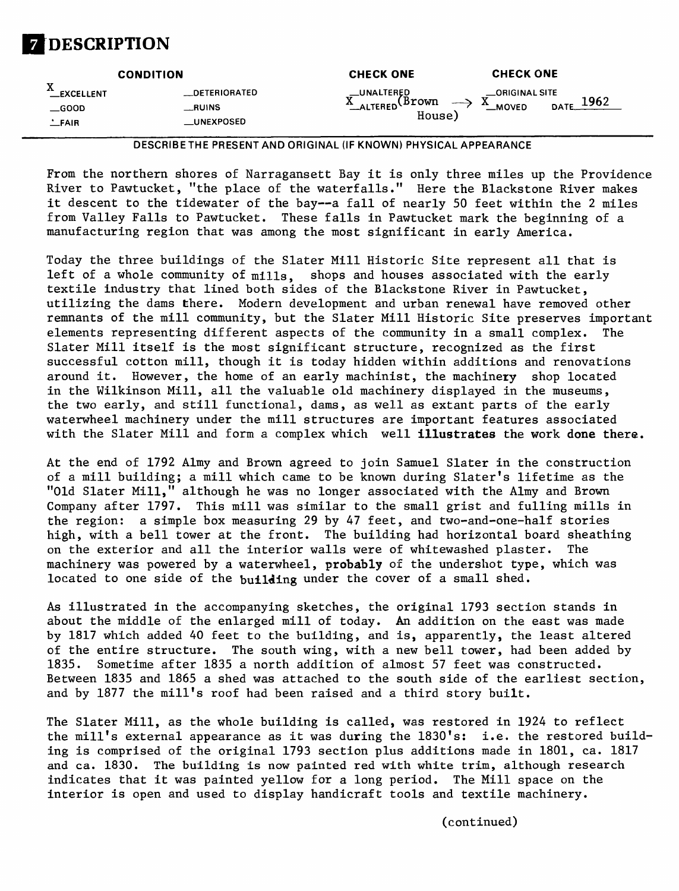# 7 DESCRIPTION

| CONDITION | | CHECK ONE | CHECK ONE |
|---|---|---|---|
| X EXCELLENT | __DETERIORATED | __UNALTERED | __ORIGINAL SITE |
| __GOOD | __RUINS | X ALTERED (Brown House) → | X MOVED DATE 1962 |
| __FAIR | __UNEXPOSED | | |

DESCRIBE THE PRESENT AND ORIGINAL (IF KNOWN) PHYSICAL APPEARANCE

From the northern shores of Narragansett Bay it is only three miles up the Providence River to Pawtucket, "the place of the waterfalls." Here the Blackstone River makes it descent to the tidewater of the bay--a fall of nearly 50 feet within the 2 miles from Valley Falls to Pawtucket. These falls in Pawtucket mark the beginning of a manufacturing region that was among the most significant in early America.

Today the three buildings of the Slater Mill Historic Site represent all that is left of a whole community of mills, shops and houses associated with the early textile industry that lined both sides of the Blackstone River in Pawtucket, utilizing the dams there. Modern development and urban renewal have removed other remnants of the mill community, but the Slater Mill Historic Site preserves important elements representing different aspects of the community in a small complex. The Slater Mill itself is the most significant structure, recognized as the first successful cotton mill, though it is today hidden within additions and renovations around it. However, the home of an early machinist, the machinery shop located in the Wilkinson Mill, all the valuable old machinery displayed in the museums, the two early, and still functional, dams, as well as extant parts of the early waterwheel machinery under the mill structures are important features associated with the Slater Mill and form a complex which well illustrates the work done there.

At the end of 1792 Almy and Brown agreed to join Samuel Slater in the construction of a mill building; a mill which came to be known during Slater's lifetime as the "Old Slater Mill," although he was no longer associated with the Almy and Brown Company after 1797. This mill was similar to the small grist and fulling mills in the region: a simple box measuring 29 by 47 feet, and two-and-one-half stories high, with a bell tower at the front. The building had horizontal board sheathing on the exterior and all the interior walls were of whitewashed plaster. The machinery was powered by a waterwheel, probably of the undershot type, which was located to one side of the building under the cover of a small shed.

As illustrated in the accompanying sketches, the original 1793 section stands in about the middle of the enlarged mill of today. An addition on the east was made by 1817 which added 40 feet to the building, and is, apparently, the least altered of the entire structure. The south wing, with a new bell tower, had been added by 1835. Sometime after 1835 a north addition of almost 57 feet was constructed. Between 1835 and 1865 a shed was attached to the south side of the earliest section, and by 1877 the mill's roof had been raised and a third story built.

The Slater Mill, as the whole building is called, was restored in 1924 to reflect the mill's external appearance as it was during the 1830's: i.e. the restored building is comprised of the original 1793 section plus additions made in 1801, ca. 1817 and ca. 1830. The building is now painted red with white trim, although research indicates that it was painted yellow for a long period. The Mill space on the interior is open and used to display handicraft tools and textile machinery.

(continued)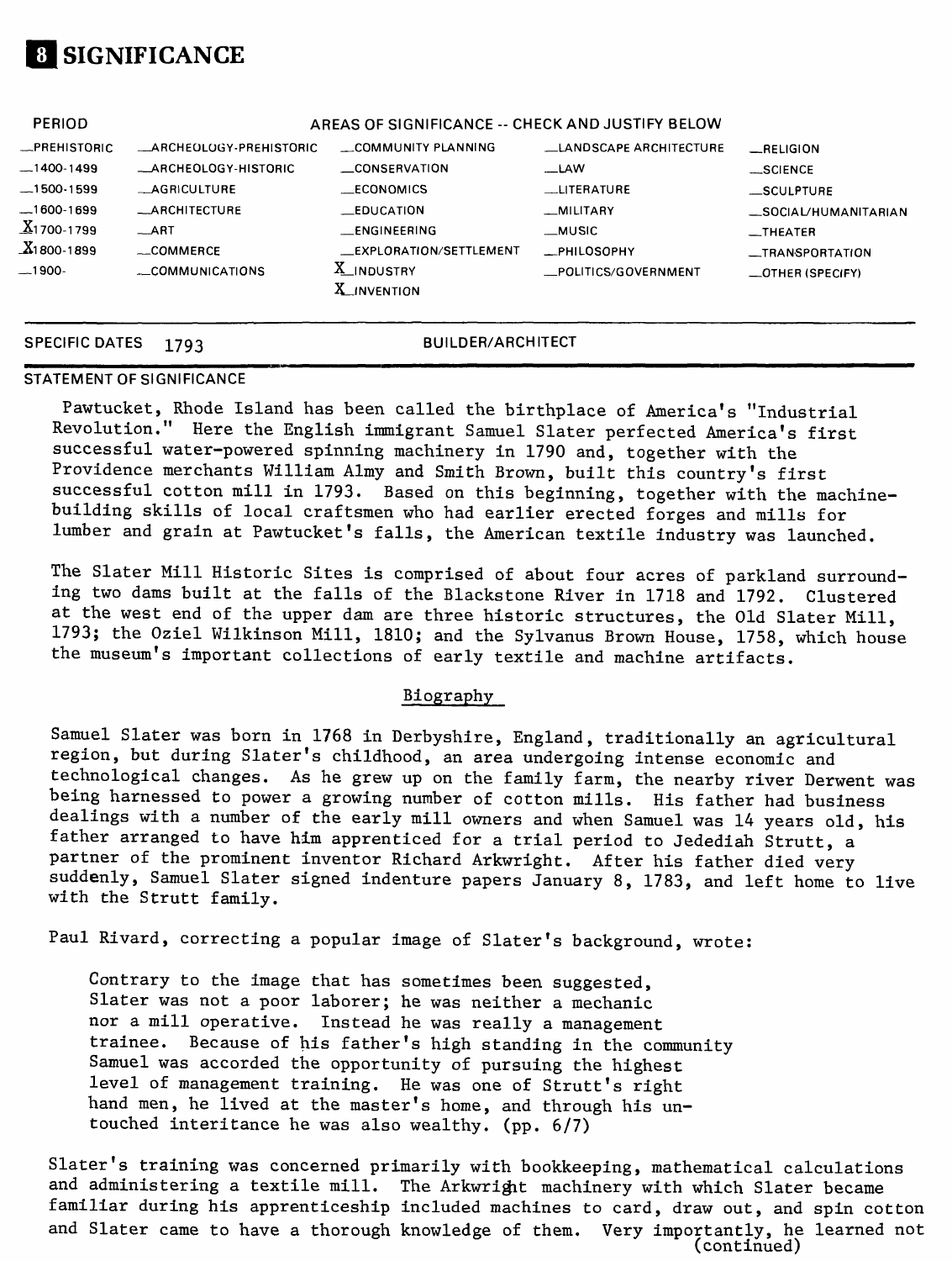# 8 SIGNIFICANCE

| PERIOD | AREAS OF SIGNIFICANCE -- CHECK AND JUSTIFY BELOW | | | |
|---|---|---|---|---|
| _PREHISTORIC | _ARCHEOLOGY-PREHISTORIC | _COMMUNITY PLANNING | _LANDSCAPE ARCHITECTURE | _RELIGION |
| _1400-1499 | _ARCHEOLOGY-HISTORIC | _CONSERVATION | _LAW | _SCIENCE |
| _1500-1599 | _AGRICULTURE | _ECONOMICS | _LITERATURE | _SCULPTURE |
| _1600-1699 | _ARCHITECTURE | _EDUCATION | _MILITARY | _SOCIAL/HUMANITARIAN |
| X 1700-1799 | _ART | _ENGINEERING | _MUSIC | _THEATER |
| X 1800-1899 | _COMMERCE | _EXPLORATION/SETTLEMENT | _PHILOSOPHY | _TRANSPORTATION |
| _1900- | _COMMUNICATIONS | X INDUSTRY | _POLITICS/GOVERNMENT | _OTHER (SPECIFY) |
| | | X INVENTION | | |

SPECIFIC DATES 1793 BUILDER/ARCHITECT

STATEMENT OF SIGNIFICANCE

Pawtucket, Rhode Island has been called the birthplace of America's "Industrial Revolution." Here the English immigrant Samuel Slater perfected America's first successful water-powered spinning machinery in 1790 and, together with the Providence merchants William Almy and Smith Brown, built this country's first successful cotton mill in 1793. Based on this beginning, together with the machine-building skills of local craftsmen who had earlier erected forges and mills for lumber and grain at Pawtucket's falls, the American textile industry was launched.

The Slater Mill Historic Sites is comprised of about four acres of parkland surrounding two dams built at the falls of the Blackstone River in 1718 and 1792. Clustered at the west end of the upper dam are three historic structures, the Old Slater Mill, 1793; the Oziel Wilkinson Mill, 1810; and the Sylvanus Brown House, 1758, which house the museum's important collections of early textile and machine artifacts.

## Biography

Samuel Slater was born in 1768 in Derbyshire, England, traditionally an agricultural region, but during Slater's childhood, an area undergoing intense economic and technological changes. As he grew up on the family farm, the nearby river Derwent was being harnessed to power a growing number of cotton mills. His father had business dealings with a number of the early mill owners and when Samuel was 14 years old, his father arranged to have him apprenticed for a trial period to Jedediah Strutt, a partner of the prominent inventor Richard Arkwright. After his father died very suddenly, Samuel Slater signed indenture papers January 8, 1783, and left home to live with the Strutt family.

Paul Rivard, correcting a popular image of Slater's background, wrote:

> Contrary to the image that has sometimes been suggested, Slater was not a poor laborer; he was neither a mechanic nor a mill operative. Instead he was really a management trainee. Because of his father's high standing in the community Samuel was accorded the opportunity of pursuing the highest level of management training. He was one of Strutt's right hand men, he lived at the master's home, and through his untouched interitance he was also wealthy. (pp. 6/7)

Slater's training was concerned primarily with bookkeeping, mathematical calculations and administering a textile mill. The Arkwright machinery with which Slater became familiar during his apprenticeship included machines to card, draw out, and spin cotton and Slater came to have a thorough knowledge of them. Very importantly, he learned not (continued)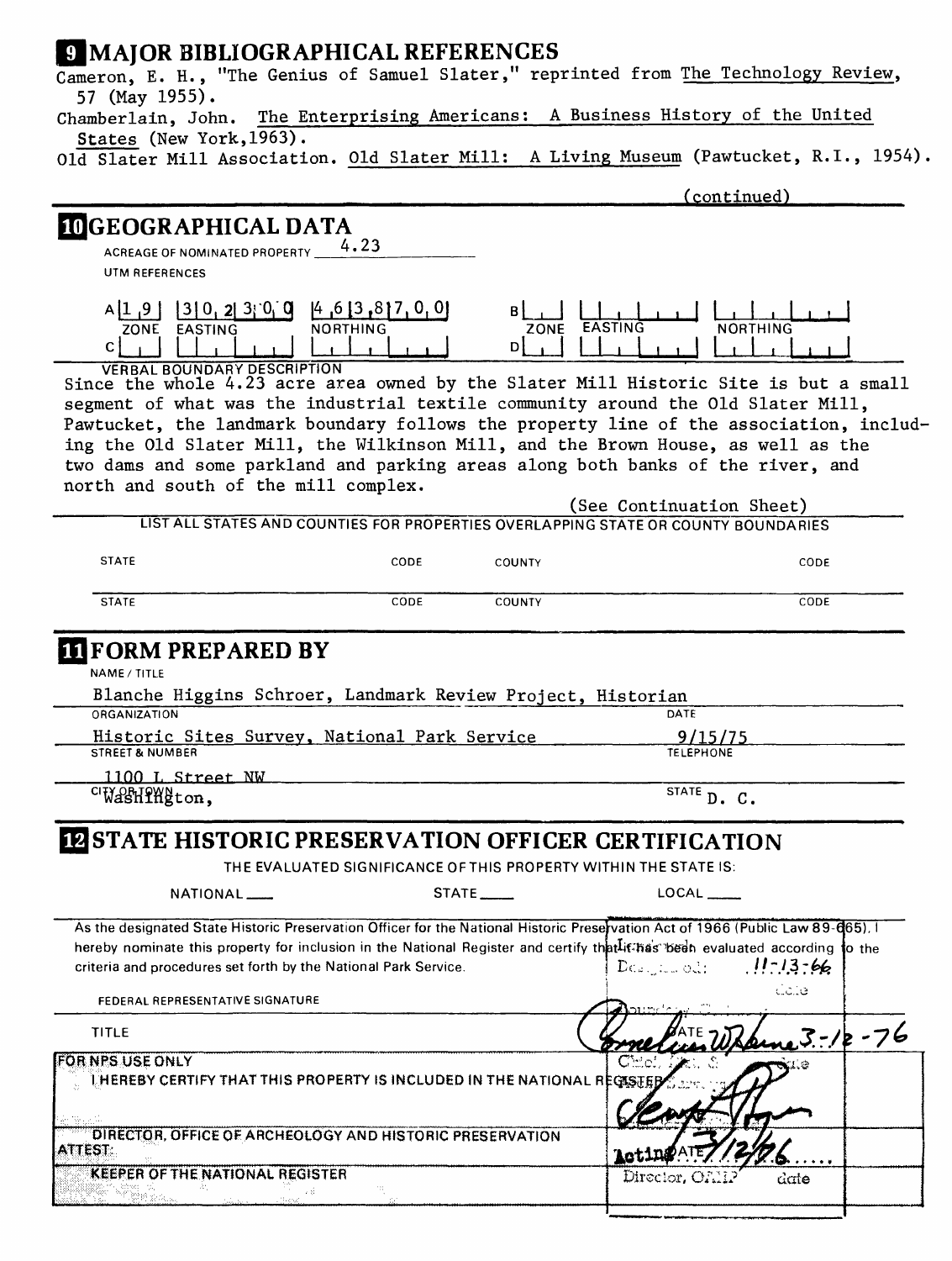## 9 MAJOR BIBLIOGRAPHICAL REFERENCES

Cameron, E. H., "The Genius of Samuel Slater," reprinted from The Technology Review, 57 (May 1955).

Chamberlain, John. The Enterprising Americans: A Business History of the United States (New York, 1963).

Old Slater Mill Association. Old Slater Mill: A Living Museum (Pawtucket, R.I., 1954).

(continued)

## 10 GEOGRAPHICAL DATA

ACREAGE OF NOMINATED PROPERTY 4.23

UTM REFERENCES

| | ZONE | EASTING | NORTHING |
|---|---|---|---|
| A | 1 9 | 3 0 2 3 0 0 | 4 6 3 8 7 0 0 |
| B | | | |
| C | | | |
| D | | | |

VERBAL BOUNDARY DESCRIPTION

Since the whole 4.23 acre area owned by the Slater Mill Historic Site is but a small segment of what was the industrial textile community around the Old Slater Mill, Pawtucket, the landmark boundary follows the property line of the association, including the Old Slater Mill, the Wilkinson Mill, and the Brown House, as well as the two dams and some parkland and parking areas along both banks of the river, and north and south of the mill complex.

(See Continuation Sheet)

LIST ALL STATES AND COUNTIES FOR PROPERTIES OVERLAPPING STATE OR COUNTY BOUNDARIES

| STATE | CODE | COUNTY | CODE |
|---|---|---|---|
| STATE | CODE | COUNTY | CODE |

## 11 FORM PREPARED BY

NAME / TITLE

Blanche Higgins Schroer, Landmark Review Project, Historian

ORGANIZATION: Historic Sites Survey, National Park Service

DATE: 9/15/75

STREET & NUMBER: 1100 L Street NW

TELEPHONE:

CITY OR TOWN: Washington,

STATE: D. C.

## 12 STATE HISTORIC PRESERVATION OFFICER CERTIFICATION

THE EVALUATED SIGNIFICANCE OF THIS PROPERTY WITHIN THE STATE IS:

NATIONAL \_\_\_ STATE \_\_\_ LOCAL \_\_\_

As the designated State Historic Preservation Officer for the National Historic Preservation Act of 1966 (Public Law 89-665), I hereby nominate this property for inclusion in the National Register and certify that it has been evaluated according to the criteria and procedures set forth by the National Park Service.

Designated: 11-13-66

FEDERAL REPRESENTATIVE SIGNATURE

TITLE

DATE 3-12-76

FOR NPS USE ONLY

I HEREBY CERTIFY THAT THIS PROPERTY IS INCLUDED IN THE NATIONAL REGISTER

DIRECTOR, OFFICE OF ARCHEOLOGY AND HISTORIC PRESERVATION

Acting DATE 3/12/76

ATTEST:

KEEPER OF THE NATIONAL REGISTER

Director, OAHP date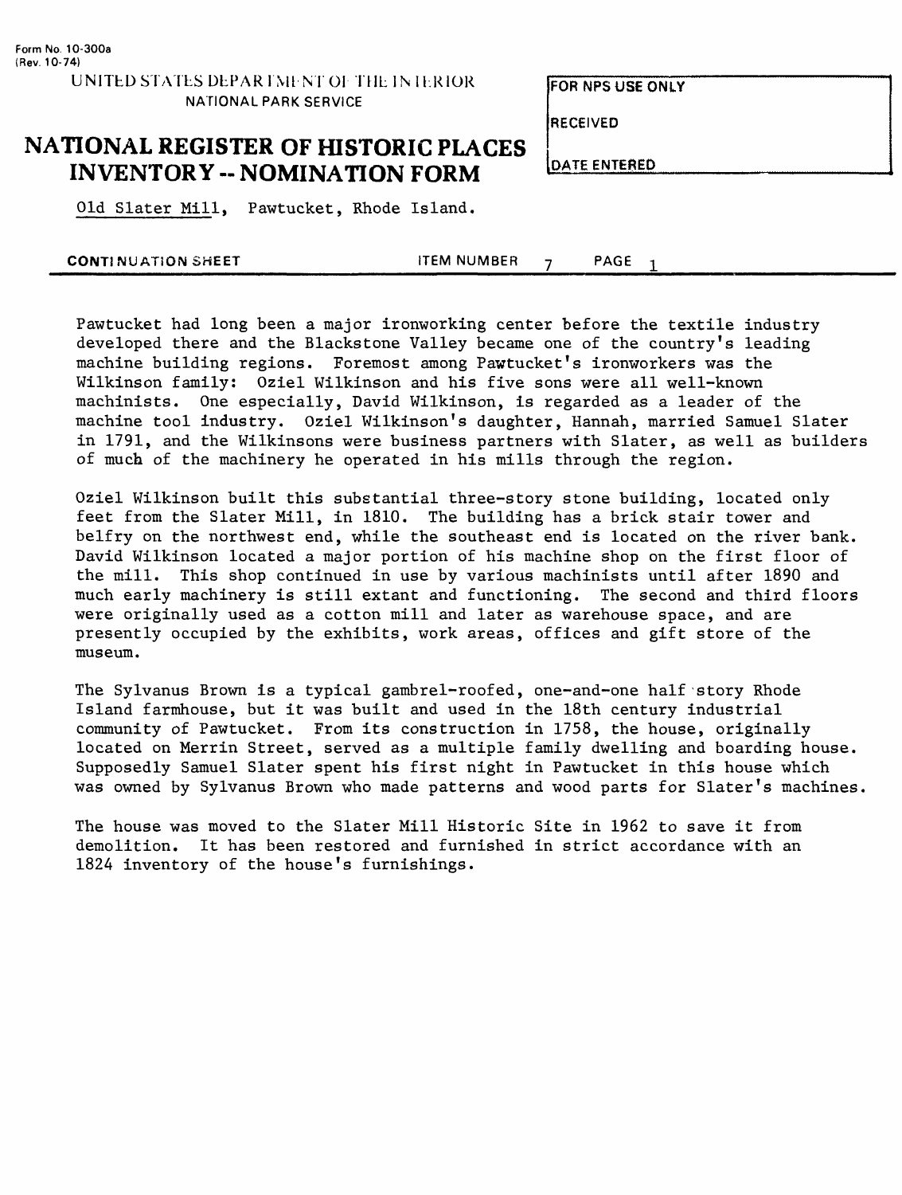Form No. 10-300a
(Rev. 10-74)

UNITED STATES DEPARTMENT OF THE INTERIOR
NATIONAL PARK SERVICE

# NATIONAL REGISTER OF HISTORIC PLACES INVENTORY -- NOMINATION FORM

| FOR NPS USE ONLY |
| --- |
| RECEIVED |
| DATE ENTERED |

Old Slater Mill, Pawtucket, Rhode Island.

**CONTINUATION SHEET** ITEM NUMBER 7 PAGE 1

Pawtucket had long been a major ironworking center before the textile industry developed there and the Blackstone Valley became one of the country's leading machine building regions. Foremost among Pawtucket's ironworkers was the Wilkinson family: Oziel Wilkinson and his five sons were all well-known machinists. One especially, David Wilkinson, is regarded as a leader of the machine tool industry. Oziel Wilkinson's daughter, Hannah, married Samuel Slater in 1791, and the Wilkinsons were business partners with Slater, as well as builders of much of the machinery he operated in his mills through the region.

Oziel Wilkinson built this substantial three-story stone building, located only feet from the Slater Mill, in 1810. The building has a brick stair tower and belfry on the northwest end, while the southeast end is located on the river bank. David Wilkinson located a major portion of his machine shop on the first floor of the mill. This shop continued in use by various machinists until after 1890 and much early machinery is still extant and functioning. The second and third floors were originally used as a cotton mill and later as warehouse space, and are presently occupied by the exhibits, work areas, offices and gift store of the museum.

The Sylvanus Brown is a typical gambrel-roofed, one-and-one half story Rhode Island farmhouse, but it was built and used in the 18th century industrial community of Pawtucket. From its construction in 1758, the house, originally located on Merrin Street, served as a multiple family dwelling and boarding house. Supposedly Samuel Slater spent his first night in Pawtucket in this house which was owned by Sylvanus Brown who made patterns and wood parts for Slater's machines.

The house was moved to the Slater Mill Historic Site in 1962 to save it from demolition. It has been restored and furnished in strict accordance with an 1824 inventory of the house's furnishings.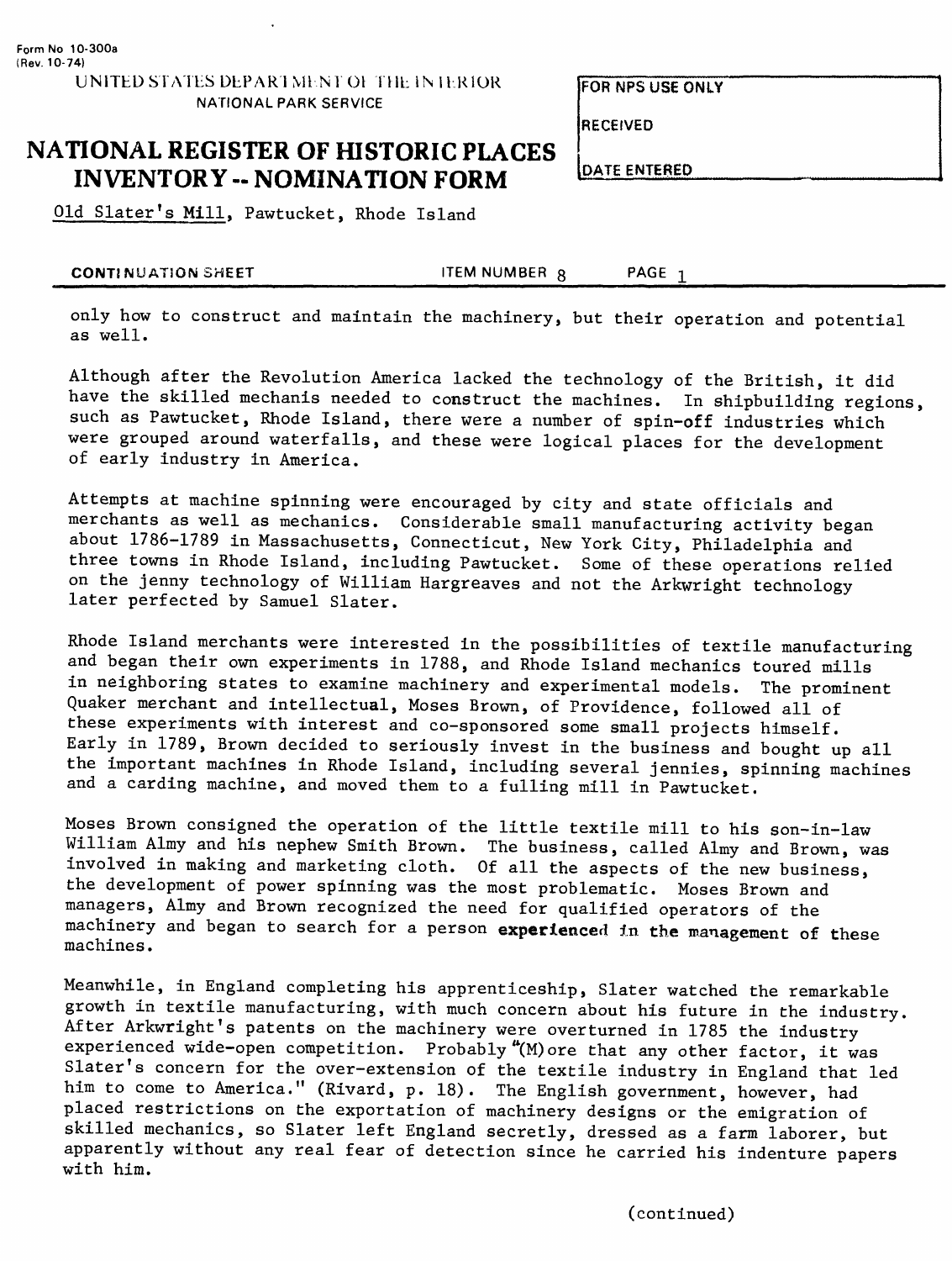Old Slater's Mill, Pawtucket, Rhode Island

only how to construct and maintain the machinery, but their operation and potential as well.

Although after the Revolution America lacked the technology of the British, it did have the skilled mechanis needed to construct the machines. In shipbuilding regions, such as Pawtucket, Rhode Island, there were a number of spin-off industries which were grouped around waterfalls, and these were logical places for the development of early industry in America.

Attempts at machine spinning were encouraged by city and state officials and merchants as well as mechanics. Considerable small manufacturing activity began about 1786-1789 in Massachusetts, Connecticut, New York City, Philadelphia and three towns in Rhode Island, including Pawtucket. Some of these operations relied on the jenny technology of William Hargreaves and not the Arkwright technology later perfected by Samuel Slater.

Rhode Island merchants were interested in the possibilities of textile manufacturing and began their own experiments in 1788, and Rhode Island mechanics toured mills in neighboring states to examine machinery and experimental models. The prominent Quaker merchant and intellectual, Moses Brown, of Providence, followed all of these experiments with interest and co-sponsored some small projects himself. Early in 1789, Brown decided to seriously invest in the business and bought up all the important machines in Rhode Island, including several jennies, spinning machines and a carding machine, and moved them to a fulling mill in Pawtucket.

Moses Brown consigned the operation of the little textile mill to his son-in-law William Almy and his nephew Smith Brown. The business, called Almy and Brown, was involved in making and marketing cloth. Of all the aspects of the new business, the development of power spinning was the most problematic. Moses Brown and managers, Almy and Brown recognized the need for qualified operators of the machinery and began to search for a person experienced in the management of these machines.

Meanwhile, in England completing his apprenticeship, Slater watched the remarkable growth in textile manufacturing, with much concern about his future in the industry. After Arkwright's patents on the machinery were overturned in 1785 the industry experienced wide-open competition. Probably "(M)ore that any other factor, it was Slater's concern for the over-extension of the textile industry in England that led him to come to America." (Rivard, p. 18). The English government, however, had placed restrictions on the exportation of machinery designs or the emigration of skilled mechanics, so Slater left England secretly, dressed as a farm laborer, but apparently without any real fear of detection since he carried his indenture papers with him.

(continued)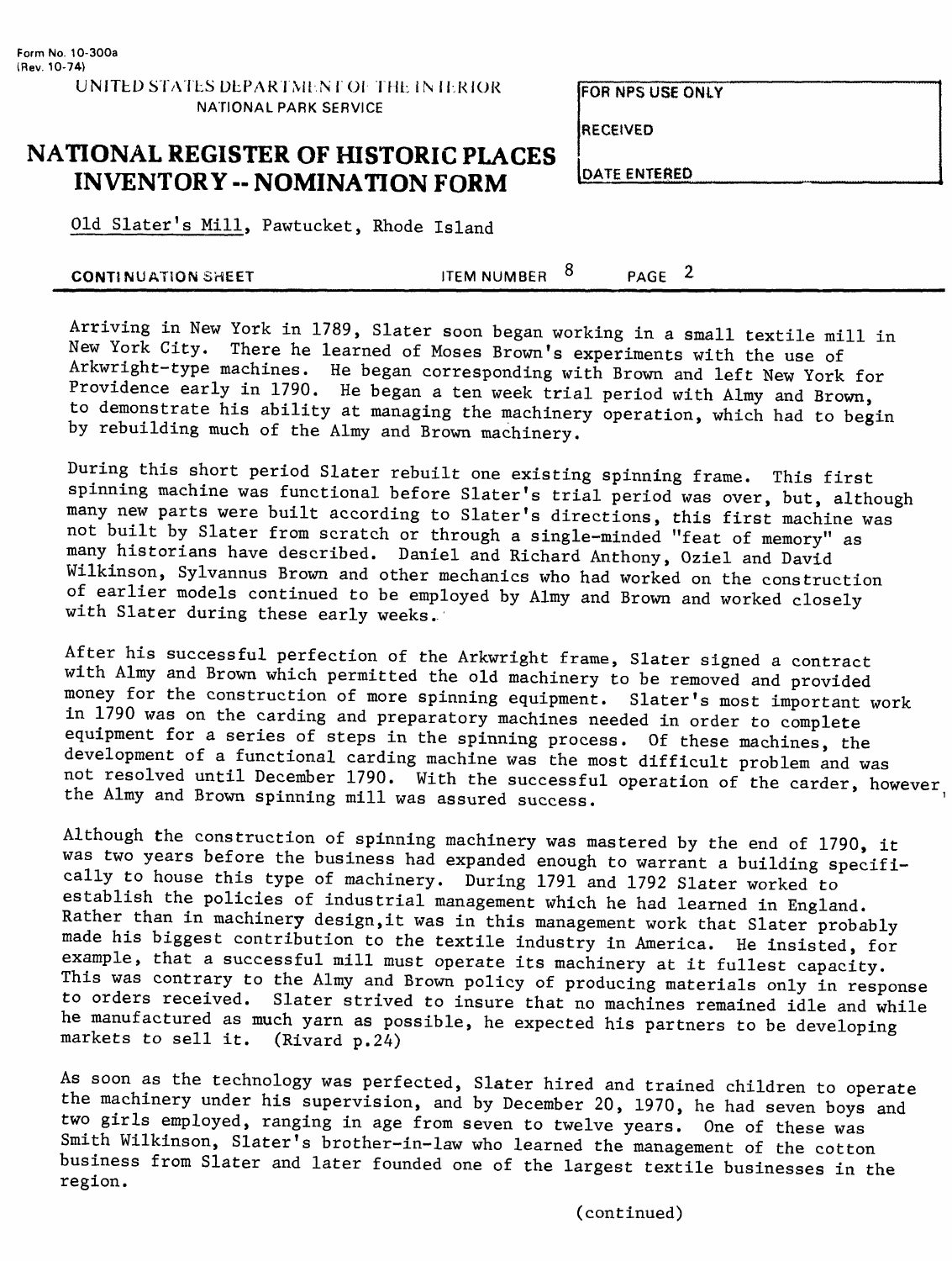Old Slater's Mill, Pawtucket, Rhode Island

Arriving in New York in 1789, Slater soon began working in a small textile mill in New York City. There he learned of Moses Brown's experiments with the use of Arkwright-type machines. He began corresponding with Brown and left New York for Providence early in 1790. He began a ten week trial period with Almy and Brown, to demonstrate his ability at managing the machinery operation, which had to begin by rebuilding much of the Almy and Brown machinery.

During this short period Slater rebuilt one existing spinning frame. This first spinning machine was functional before Slater's trial period was over, but, although many new parts were built according to Slater's directions, this first machine was not built by Slater from scratch or through a single-minded "feat of memory" as many historians have described. Daniel and Richard Anthony, Oziel and David Wilkinson, Sylvannus Brown and other mechanics who had worked on the construction of earlier models continued to be employed by Almy and Brown and worked closely with Slater during these early weeks.

After his successful perfection of the Arkwright frame, Slater signed a contract with Almy and Brown which permitted the old machinery to be removed and provided money for the construction of more spinning equipment. Slater's most important work in 1790 was on the carding and preparatory machines needed in order to complete equipment for a series of steps in the spinning process. Of these machines, the development of a functional carding machine was the most difficult problem and was not resolved until December 1790. With the successful operation of the carder, however, the Almy and Brown spinning mill was assured success.

Although the construction of spinning machinery was mastered by the end of 1790, it was two years before the business had expanded enough to warrant a building specifically to house this type of machinery. During 1791 and 1792 Slater worked to establish the policies of industrial management which he had learned in England. Rather than in machinery design,it was in this management work that Slater probably made his biggest contribution to the textile industry in America. He insisted, for example, that a successful mill must operate its machinery at it fullest capacity. This was contrary to the Almy and Brown policy of producing materials only in response to orders received. Slater strived to insure that no machines remained idle and while he manufactured as much yarn as possible, he expected his partners to be developing markets to sell it. (Rivard p.24)

As soon as the technology was perfected, Slater hired and trained children to operate the machinery under his supervision, and by December 20, 1970, he had seven boys and two girls employed, ranging in age from seven to twelve years. One of these was Smith Wilkinson, Slater's brother-in-law who learned the management of the cotton business from Slater and later founded one of the largest textile businesses in the region.

(continued)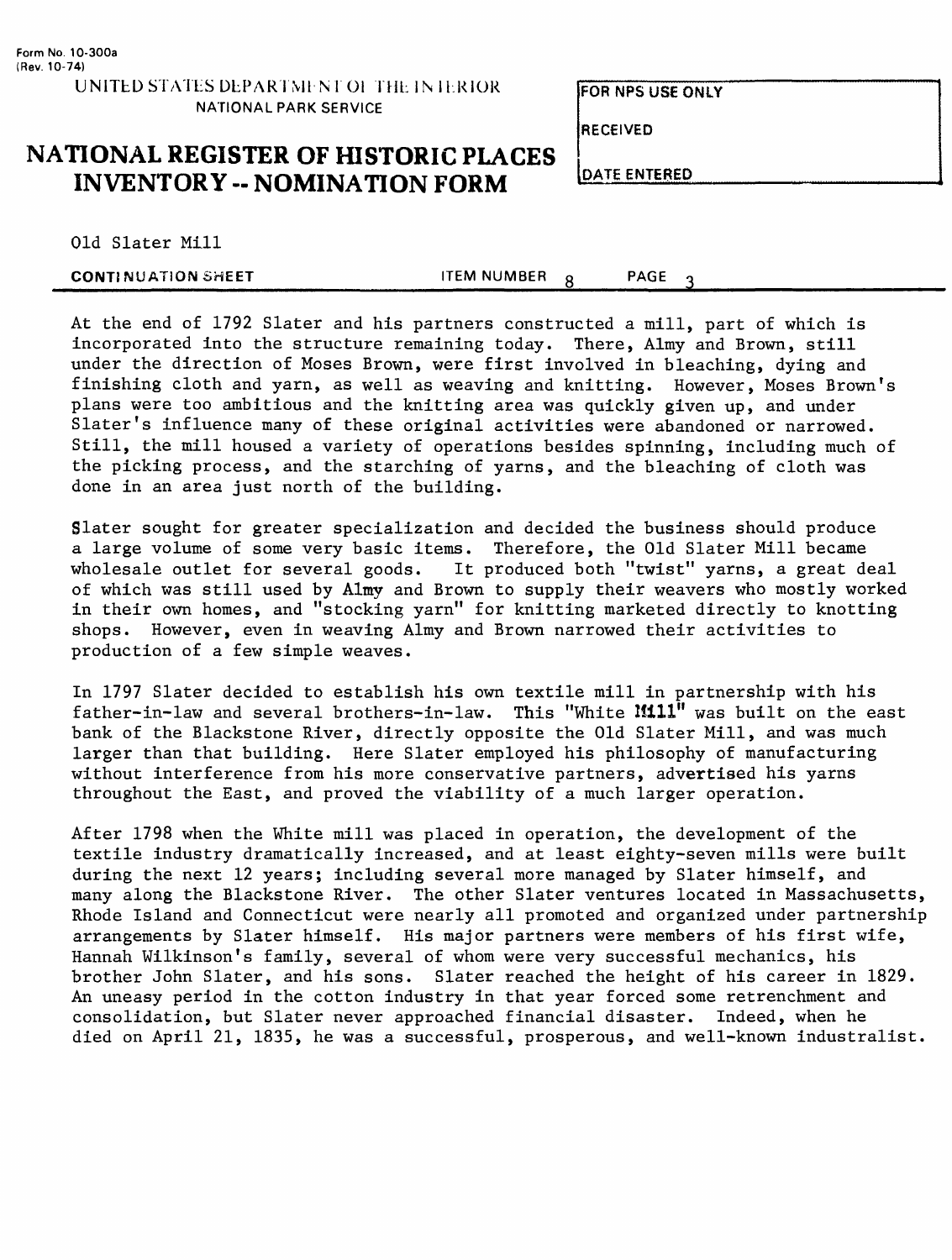Old Slater Mill

**CONTINUATION SHEET** ITEM NUMBER 8 PAGE 3

At the end of 1792 Slater and his partners constructed a mill, part of which is incorporated into the structure remaining today. There, Almy and Brown, still under the direction of Moses Brown, were first involved in bleaching, dying and finishing cloth and yarn, as well as weaving and knitting. However, Moses Brown's plans were too ambitious and the knitting area was quickly given up, and under Slater's influence many of these original activities were abandoned or narrowed. Still, the mill housed a variety of operations besides spinning, including much of the picking process, and the starching of yarns, and the bleaching of cloth was done in an area just north of the building.

Slater sought for greater specialization and decided the business should produce a large volume of some very basic items. Therefore, the Old Slater Mill became wholesale outlet for several goods. It produced both "twist" yarns, a great deal of which was still used by Almy and Brown to supply their weavers who mostly worked in their own homes, and "stocking yarn" for knitting marketed directly to knotting shops. However, even in weaving Almy and Brown narrowed their activities to production of a few simple weaves.

In 1797 Slater decided to establish his own textile mill in partnership with his father-in-law and several brothers-in-law. This "White Mill" was built on the east bank of the Blackstone River, directly opposite the Old Slater Mill, and was much larger than that building. Here Slater employed his philosophy of manufacturing without interference from his more conservative partners, advertised his yarns throughout the East, and proved the viability of a much larger operation.

After 1798 when the White mill was placed in operation, the development of the textile industry dramatically increased, and at least eighty-seven mills were built during the next 12 years; including several more managed by Slater himself, and many along the Blackstone River. The other Slater ventures located in Massachusetts, Rhode Island and Connecticut were nearly all promoted and organized under partnership arrangements by Slater himself. His major partners were members of his first wife, Hannah Wilkinson's family, several of whom were very successful mechanics, his brother John Slater, and his sons. Slater reached the height of his career in 1829. An uneasy period in the cotton industry in that year forced some retrenchment and consolidation, but Slater never approached financial disaster. Indeed, when he died on April 21, 1835, he was a successful, prosperous, and well-known industralist.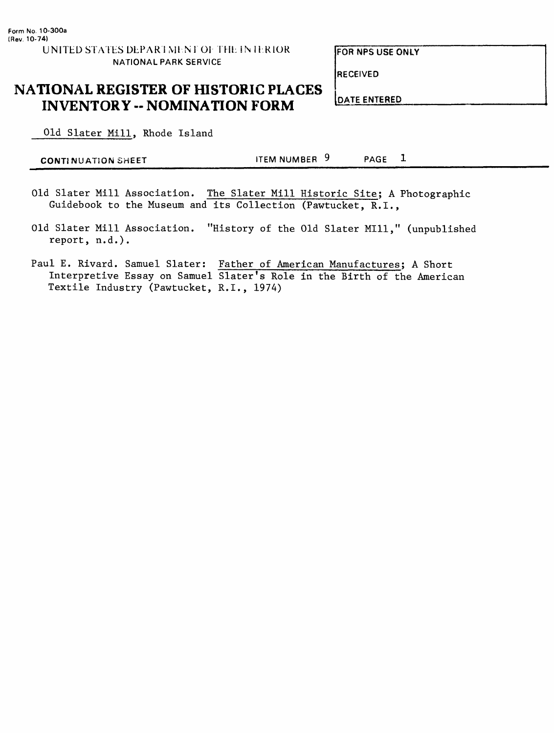Form No. 10-300a
(Rev. 10-74)

UNITED STATES DEPARTMENT OF THE INTERIOR
NATIONAL PARK SERVICE

# NATIONAL REGISTER OF HISTORIC PLACES INVENTORY -- NOMINATION FORM

| FOR NPS USE ONLY |
| --- |
| RECEIVED |
| DATE ENTERED |

Old Slater Mill, Rhode Island

CONTINUATION SHEET — ITEM NUMBER 9 — PAGE 1

Old Slater Mill Association. The Slater Mill Historic Site; A Photographic Guidebook to the Museum and its Collection (Pawtucket, R.I.,

Old Slater Mill Association. "History of the Old Slater MIll," (unpublished report, n.d.).

Paul E. Rivard. Samuel Slater: Father of American Manufactures; A Short Interpretive Essay on Samuel Slater's Role in the Birth of the American Textile Industry (Pawtucket, R.I., 1974)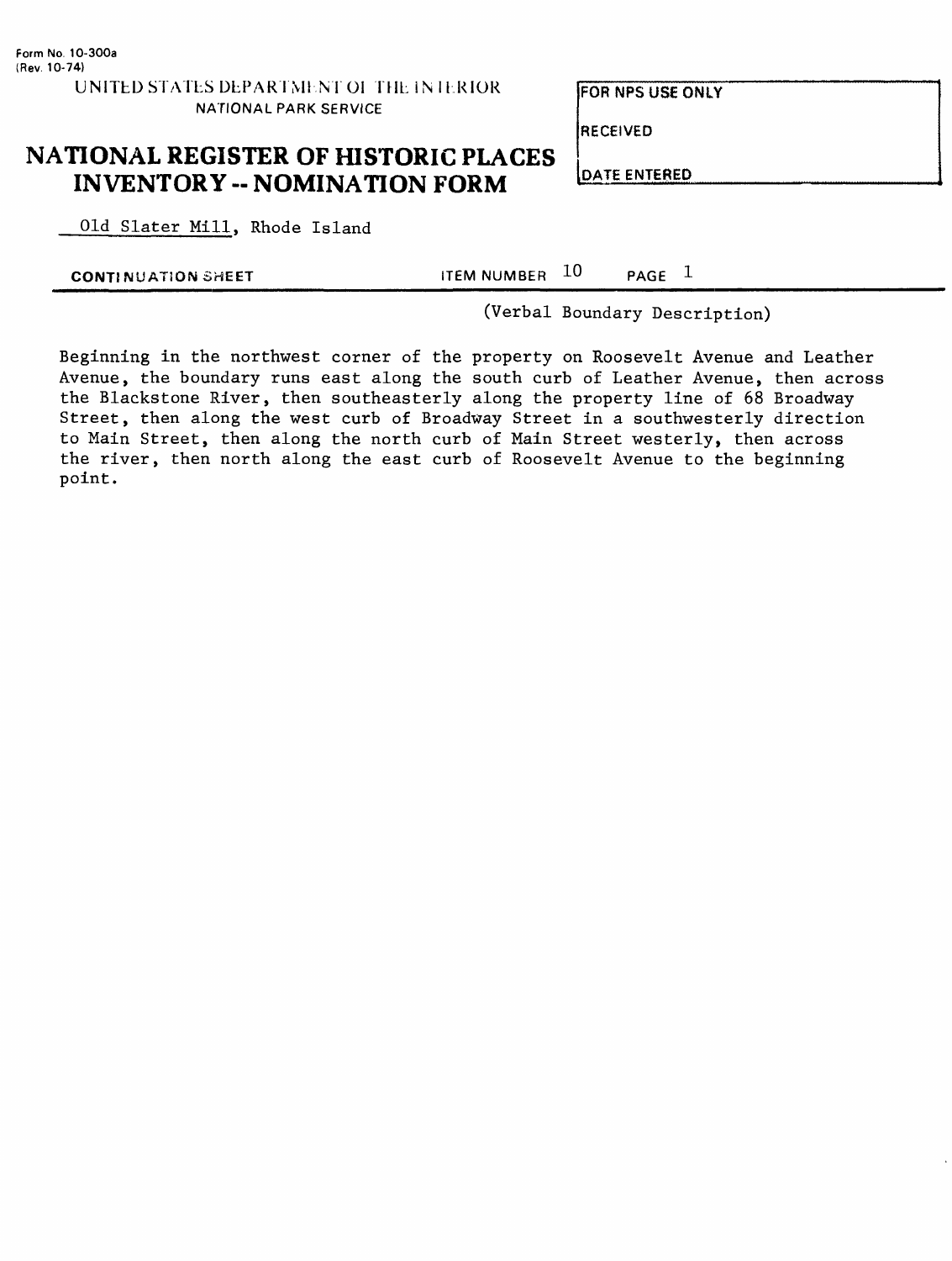Form No. 10-300a
(Rev. 10-74)

UNITED STATES DEPARTMENT OF THE INTERIOR
NATIONAL PARK SERVICE

# NATIONAL REGISTER OF HISTORIC PLACES INVENTORY -- NOMINATION FORM

| FOR NPS USE ONLY |
| --- |
| RECEIVED |
| DATE ENTERED |

Old Slater Mill, Rhode Island

**CONTINUATION SHEET** ITEM NUMBER 10 PAGE 1

(Verbal Boundary Description)

Beginning in the northwest corner of the property on Roosevelt Avenue and Leather Avenue, the boundary runs east along the south curb of Leather Avenue, then across the Blackstone River, then southeasterly along the property line of 68 Broadway Street, then along the west curb of Broadway Street in a southwesterly direction to Main Street, then along the north curb of Main Street westerly, then across the river, then north along the east curb of Roosevelt Avenue to the beginning point.